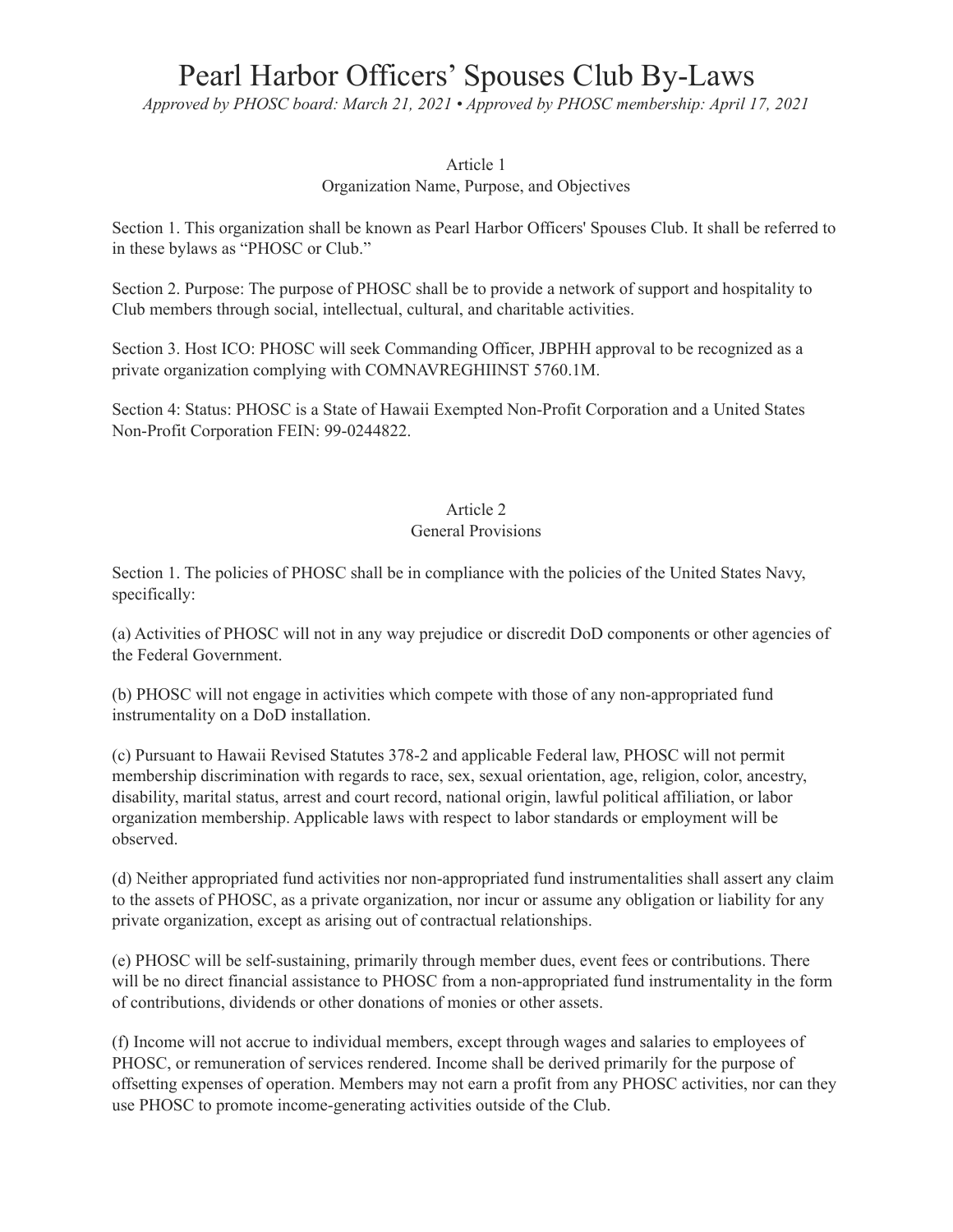# Pearl Harbor Officers' Spouses Club By-Laws

*Approved by PHOSC board: March 21, 2021 • Approved by PHOSC membership: April 17, 2021*

## Article 1
### Organization Name, Purpose, and Objectives

Section 1. This organization shall be known as Pearl Harbor Officers' Spouses Club. It shall be referred to in these bylaws as "PHOSC or Club."

Section 2. Purpose: The purpose of PHOSC shall be to provide a network of support and hospitality to Club members through social, intellectual, cultural, and charitable activities.

Section 3. Host ICO: PHOSC will seek Commanding Officer, JBPHH approval to be recognized as a private organization complying with COMNAVREGHIINST 5760.1M.

Section 4: Status: PHOSC is a State of Hawaii Exempted Non-Profit Corporation and a United States Non-Profit Corporation FEIN: 99-0244822.

## Article 2
### General Provisions

Section 1. The policies of PHOSC shall be in compliance with the policies of the United States Navy, specifically:

(a) Activities of PHOSC will not in any way prejudice or discredit DoD components or other agencies of the Federal Government.

(b) PHOSC will not engage in activities which compete with those of any non-appropriated fund instrumentality on a DoD installation.

(c) Pursuant to Hawaii Revised Statutes 378-2 and applicable Federal law, PHOSC will not permit membership discrimination with regards to race, sex, sexual orientation, age, religion, color, ancestry, disability, marital status, arrest and court record, national origin, lawful political affiliation, or labor organization membership. Applicable laws with respect to labor standards or employment will be observed.

(d) Neither appropriated fund activities nor non-appropriated fund instrumentalities shall assert any claim to the assets of PHOSC, as a private organization, nor incur or assume any obligation or liability for any private organization, except as arising out of contractual relationships.

(e) PHOSC will be self-sustaining, primarily through member dues, event fees or contributions. There will be no direct financial assistance to PHOSC from a non-appropriated fund instrumentality in the form of contributions, dividends or other donations of monies or other assets.

(f) Income will not accrue to individual members, except through wages and salaries to employees of PHOSC, or remuneration of services rendered. Income shall be derived primarily for the purpose of offsetting expenses of operation. Members may not earn a profit from any PHOSC activities, nor can they use PHOSC to promote income-generating activities outside of the Club.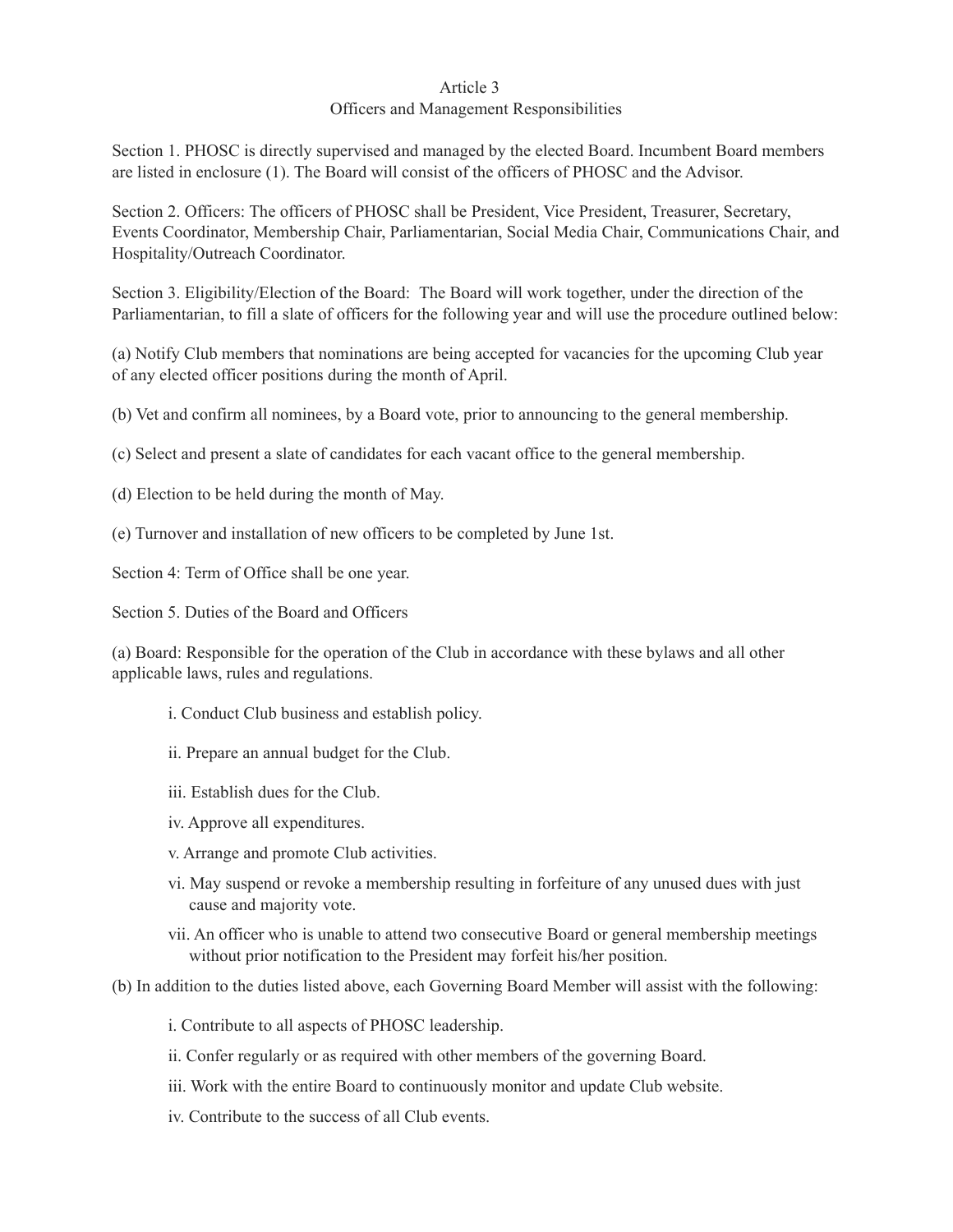## Article 3
## Officers and Management Responsibilities

Section 1. PHOSC is directly supervised and managed by the elected Board. Incumbent Board members are listed in enclosure (1). The Board will consist of the officers of PHOSC and the Advisor.

Section 2. Officers: The officers of PHOSC shall be President, Vice President, Treasurer, Secretary, Events Coordinator, Membership Chair, Parliamentarian, Social Media Chair, Communications Chair, and Hospitality/Outreach Coordinator.

Section 3. Eligibility/Election of the Board: The Board will work together, under the direction of the Parliamentarian, to fill a slate of officers for the following year and will use the procedure outlined below:

(a) Notify Club members that nominations are being accepted for vacancies for the upcoming Club year of any elected officer positions during the month of April.

(b) Vet and confirm all nominees, by a Board vote, prior to announcing to the general membership.

(c) Select and present a slate of candidates for each vacant office to the general membership.

(d) Election to be held during the month of May.

(e) Turnover and installation of new officers to be completed by June 1st.

Section 4: Term of Office shall be one year.

Section 5. Duties of the Board and Officers

(a) Board: Responsible for the operation of the Club in accordance with these bylaws and all other applicable laws, rules and regulations.

- i. Conduct Club business and establish policy.
- ii. Prepare an annual budget for the Club.
- iii. Establish dues for the Club.
- iv. Approve all expenditures.
- v. Arrange and promote Club activities.
- vi. May suspend or revoke a membership resulting in forfeiture of any unused dues with just cause and majority vote.
- vii. An officer who is unable to attend two consecutive Board or general membership meetings without prior notification to the President may forfeit his/her position.

(b) In addition to the duties listed above, each Governing Board Member will assist with the following:

- i. Contribute to all aspects of PHOSC leadership.
- ii. Confer regularly or as required with other members of the governing Board.
- iii. Work with the entire Board to continuously monitor and update Club website.
- iv. Contribute to the success of all Club events.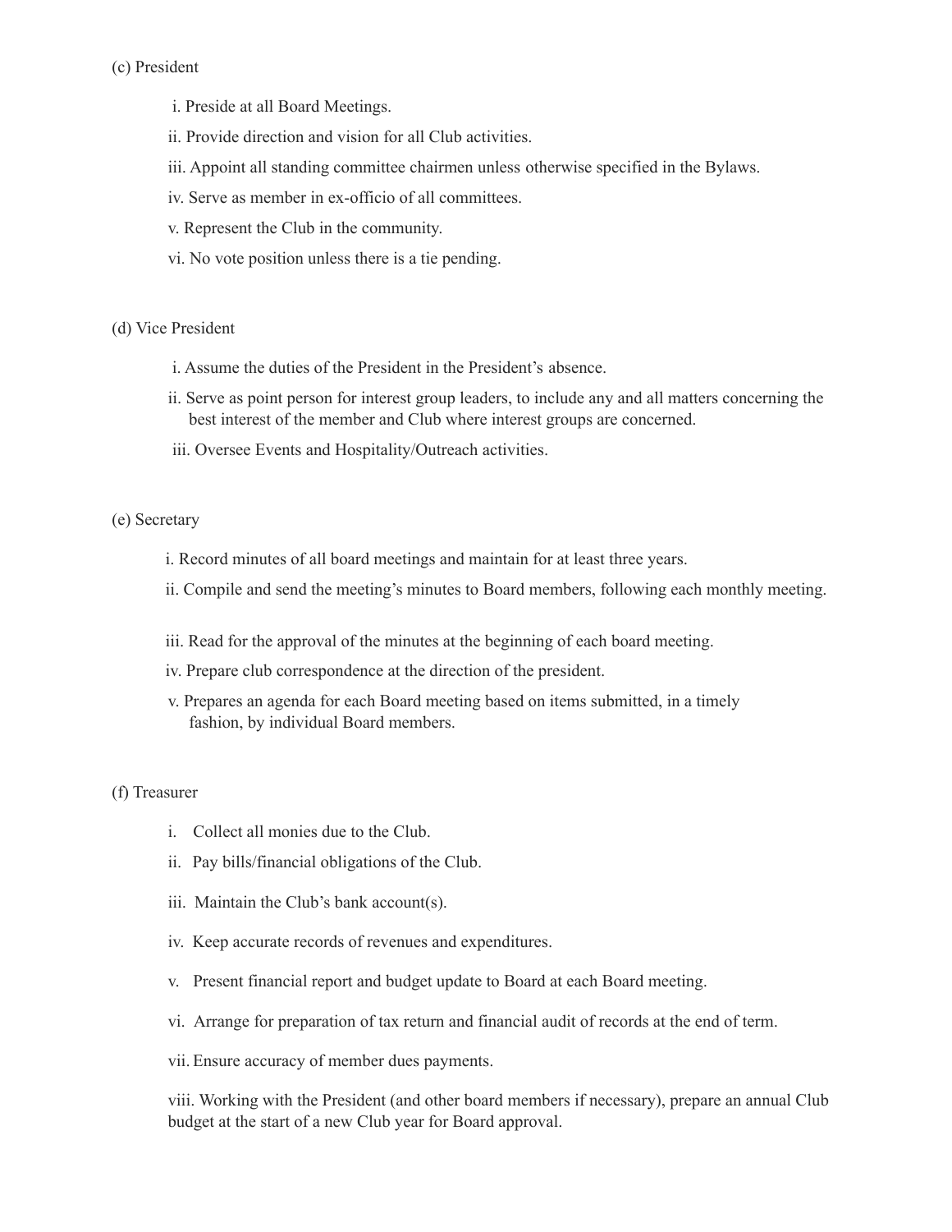(c) President

i. Preside at all Board Meetings.

ii. Provide direction and vision for all Club activities.

iii. Appoint all standing committee chairmen unless otherwise specified in the Bylaws.

iv. Serve as member in ex-officio of all committees.

v. Represent the Club in the community.

vi. No vote position unless there is a tie pending.

(d) Vice President

i. Assume the duties of the President in the President's absence.

ii. Serve as point person for interest group leaders, to include any and all matters concerning the best interest of the member and Club where interest groups are concerned.

iii. Oversee Events and Hospitality/Outreach activities.

(e) Secretary

i. Record minutes of all board meetings and maintain for at least three years.

ii. Compile and send the meeting's minutes to Board members, following each monthly meeting.

iii. Read for the approval of the minutes at the beginning of each board meeting.

iv. Prepare club correspondence at the direction of the president.

v. Prepares an agenda for each Board meeting based on items submitted, in a timely fashion, by individual Board members.

(f) Treasurer

i. Collect all monies due to the Club.

ii. Pay bills/financial obligations of the Club.

iii. Maintain the Club's bank account(s).

iv. Keep accurate records of revenues and expenditures.

v. Present financial report and budget update to Board at each Board meeting.

vi. Arrange for preparation of tax return and financial audit of records at the end of term.

vii. Ensure accuracy of member dues payments.

viii. Working with the President (and other board members if necessary), prepare an annual Club budget at the start of a new Club year for Board approval.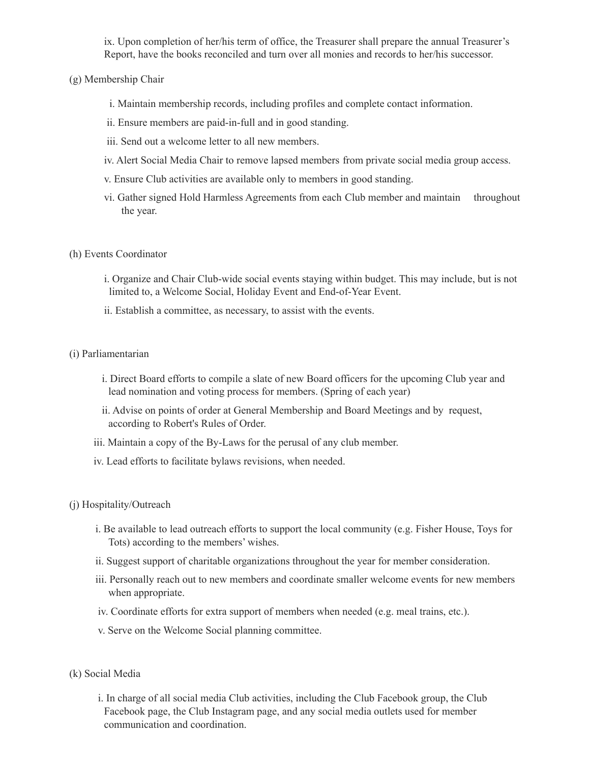ix. Upon completion of her/his term of office, the Treasurer shall prepare the annual Treasurer's Report, have the books reconciled and turn over all monies and records to her/his successor.

(g) Membership Chair

i. Maintain membership records, including profiles and complete contact information.

ii. Ensure members are paid-in-full and in good standing.

iii. Send out a welcome letter to all new members.

iv. Alert Social Media Chair to remove lapsed members from private social media group access.

v. Ensure Club activities are available only to members in good standing.

vi. Gather signed Hold Harmless Agreements from each Club member and maintain throughout the year.

(h) Events Coordinator

i. Organize and Chair Club-wide social events staying within budget. This may include, but is not limited to, a Welcome Social, Holiday Event and End-of-Year Event.

ii. Establish a committee, as necessary, to assist with the events.

(i) Parliamentarian

i. Direct Board efforts to compile a slate of new Board officers for the upcoming Club year and lead nomination and voting process for members. (Spring of each year)

ii. Advise on points of order at General Membership and Board Meetings and by request, according to Robert's Rules of Order.

iii. Maintain a copy of the By-Laws for the perusal of any club member.

iv. Lead efforts to facilitate bylaws revisions, when needed.

(j) Hospitality/Outreach

i. Be available to lead outreach efforts to support the local community (e.g. Fisher House, Toys for Tots) according to the members' wishes.

ii. Suggest support of charitable organizations throughout the year for member consideration.

iii. Personally reach out to new members and coordinate smaller welcome events for new members when appropriate.

iv. Coordinate efforts for extra support of members when needed (e.g. meal trains, etc.).

v. Serve on the Welcome Social planning committee.

(k) Social Media

i. In charge of all social media Club activities, including the Club Facebook group, the Club Facebook page, the Club Instagram page, and any social media outlets used for member communication and coordination.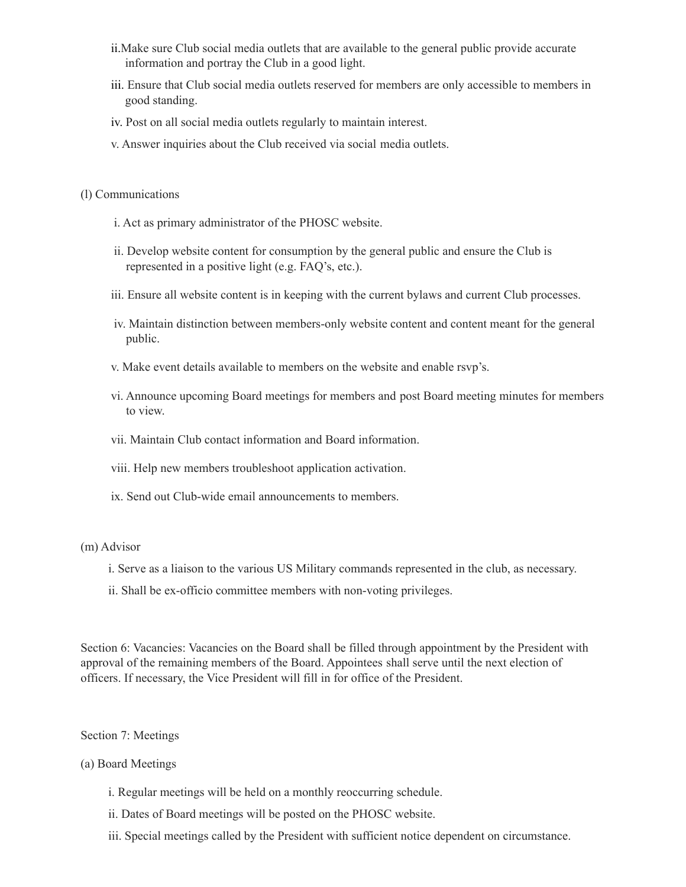ii. Make sure Club social media outlets that are available to the general public provide accurate information and portray the Club in a good light.

iii. Ensure that Club social media outlets reserved for members are only accessible to members in good standing.

iv. Post on all social media outlets regularly to maintain interest.

v. Answer inquiries about the Club received via social media outlets.

(l) Communications

i. Act as primary administrator of the PHOSC website.

ii. Develop website content for consumption by the general public and ensure the Club is represented in a positive light (e.g. FAQ's, etc.).

iii. Ensure all website content is in keeping with the current bylaws and current Club processes.

iv. Maintain distinction between members-only website content and content meant for the general public.

v. Make event details available to members on the website and enable rsvp's.

vi. Announce upcoming Board meetings for members and post Board meeting minutes for members to view.

vii. Maintain Club contact information and Board information.

viii. Help new members troubleshoot application activation.

ix. Send out Club-wide email announcements to members.

(m) Advisor

i. Serve as a liaison to the various US Military commands represented in the club, as necessary.

ii. Shall be ex-officio committee members with non-voting privileges.

Section 6: Vacancies: Vacancies on the Board shall be filled through appointment by the President with approval of the remaining members of the Board. Appointees shall serve until the next election of officers. If necessary, the Vice President will fill in for office of the President.

Section 7: Meetings

(a) Board Meetings

i. Regular meetings will be held on a monthly reoccurring schedule.

ii. Dates of Board meetings will be posted on the PHOSC website.

iii. Special meetings called by the President with sufficient notice dependent on circumstance.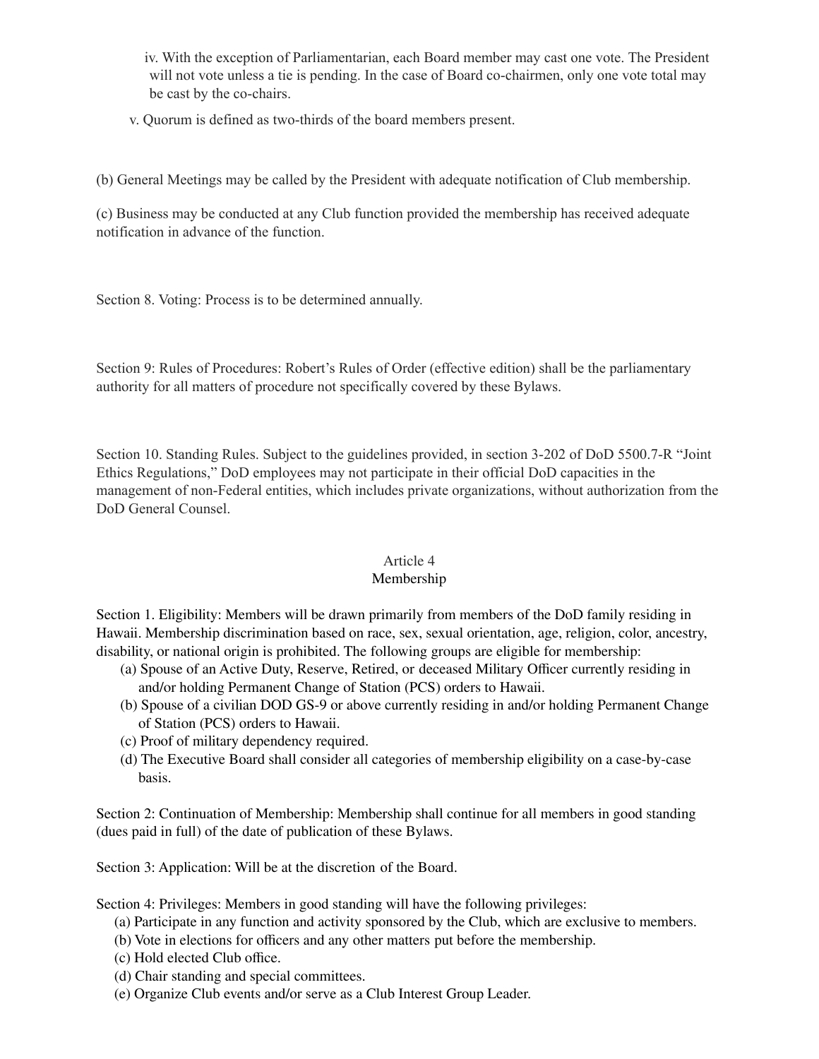iv. With the exception of Parliamentarian, each Board member may cast one vote. The President will not vote unless a tie is pending. In the case of Board co-chairmen, only one vote total may be cast by the co-chairs.

v. Quorum is defined as two-thirds of the board members present.

(b) General Meetings may be called by the President with adequate notification of Club membership.

(c) Business may be conducted at any Club function provided the membership has received adequate notification in advance of the function.

Section 8. Voting: Process is to be determined annually.

Section 9: Rules of Procedures: Robert's Rules of Order (effective edition) shall be the parliamentary authority for all matters of procedure not specifically covered by these Bylaws.

Section 10. Standing Rules. Subject to the guidelines provided, in section 3-202 of DoD 5500.7-R "Joint Ethics Regulations," DoD employees may not participate in their official DoD capacities in the management of non-Federal entities, which includes private organizations, without authorization from the DoD General Counsel.

## Article 4
## Membership

Section 1. Eligibility: Members will be drawn primarily from members of the DoD family residing in Hawaii. Membership discrimination based on race, sex, sexual orientation, age, religion, color, ancestry, disability, or national origin is prohibited. The following groups are eligible for membership:

(a) Spouse of an Active Duty, Reserve, Retired, or deceased Military Officer currently residing in and/or holding Permanent Change of Station (PCS) orders to Hawaii.
(b) Spouse of a civilian DOD GS-9 or above currently residing in and/or holding Permanent Change of Station (PCS) orders to Hawaii.
(c) Proof of military dependency required.
(d) The Executive Board shall consider all categories of membership eligibility on a case-by-case basis.

Section 2: Continuation of Membership: Membership shall continue for all members in good standing (dues paid in full) of the date of publication of these Bylaws.

Section 3: Application: Will be at the discretion of the Board.

Section 4: Privileges: Members in good standing will have the following privileges:

(a) Participate in any function and activity sponsored by the Club, which are exclusive to members.
(b) Vote in elections for officers and any other matters put before the membership.
(c) Hold elected Club office.
(d) Chair standing and special committees.
(e) Organize Club events and/or serve as a Club Interest Group Leader.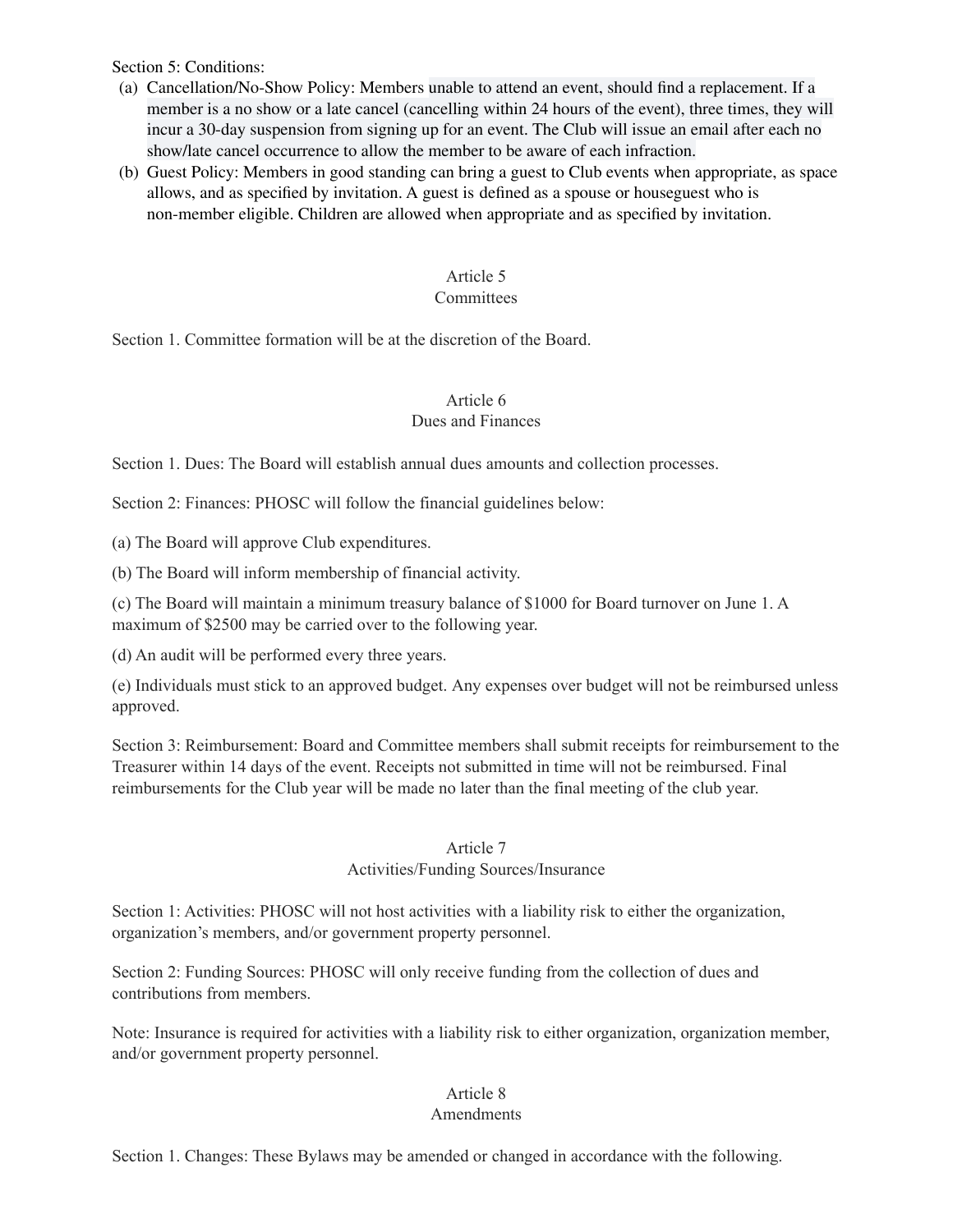Section 5: Conditions:

(a) Cancellation/No-Show Policy: Members unable to attend an event, should find a replacement. If a member is a no show or a late cancel (cancelling within 24 hours of the event), three times, they will incur a 30-day suspension from signing up for an event. The Club will issue an email after each no show/late cancel occurrence to allow the member to be aware of each infraction.

(b) Guest Policy: Members in good standing can bring a guest to Club events when appropriate, as space allows, and as specified by invitation. A guest is defined as a spouse or houseguest who is non-member eligible. Children are allowed when appropriate and as specified by invitation.

## Article 5
## Committees

Section 1. Committee formation will be at the discretion of the Board.

## Article 6
## Dues and Finances

Section 1. Dues: The Board will establish annual dues amounts and collection processes.

Section 2: Finances: PHOSC will follow the financial guidelines below:

(a) The Board will approve Club expenditures.

(b) The Board will inform membership of financial activity.

(c) The Board will maintain a minimum treasury balance of $1000 for Board turnover on June 1. A maximum of $2500 may be carried over to the following year.

(d) An audit will be performed every three years.

(e) Individuals must stick to an approved budget. Any expenses over budget will not be reimbursed unless approved.

Section 3: Reimbursement: Board and Committee members shall submit receipts for reimbursement to the Treasurer within 14 days of the event. Receipts not submitted in time will not be reimbursed. Final reimbursements for the Club year will be made no later than the final meeting of the club year.

## Article 7
## Activities/Funding Sources/Insurance

Section 1: Activities: PHOSC will not host activities with a liability risk to either the organization, organization's members, and/or government property personnel.

Section 2: Funding Sources: PHOSC will only receive funding from the collection of dues and contributions from members.

Note: Insurance is required for activities with a liability risk to either organization, organization member, and/or government property personnel.

## Article 8
## Amendments

Section 1. Changes: These Bylaws may be amended or changed in accordance with the following.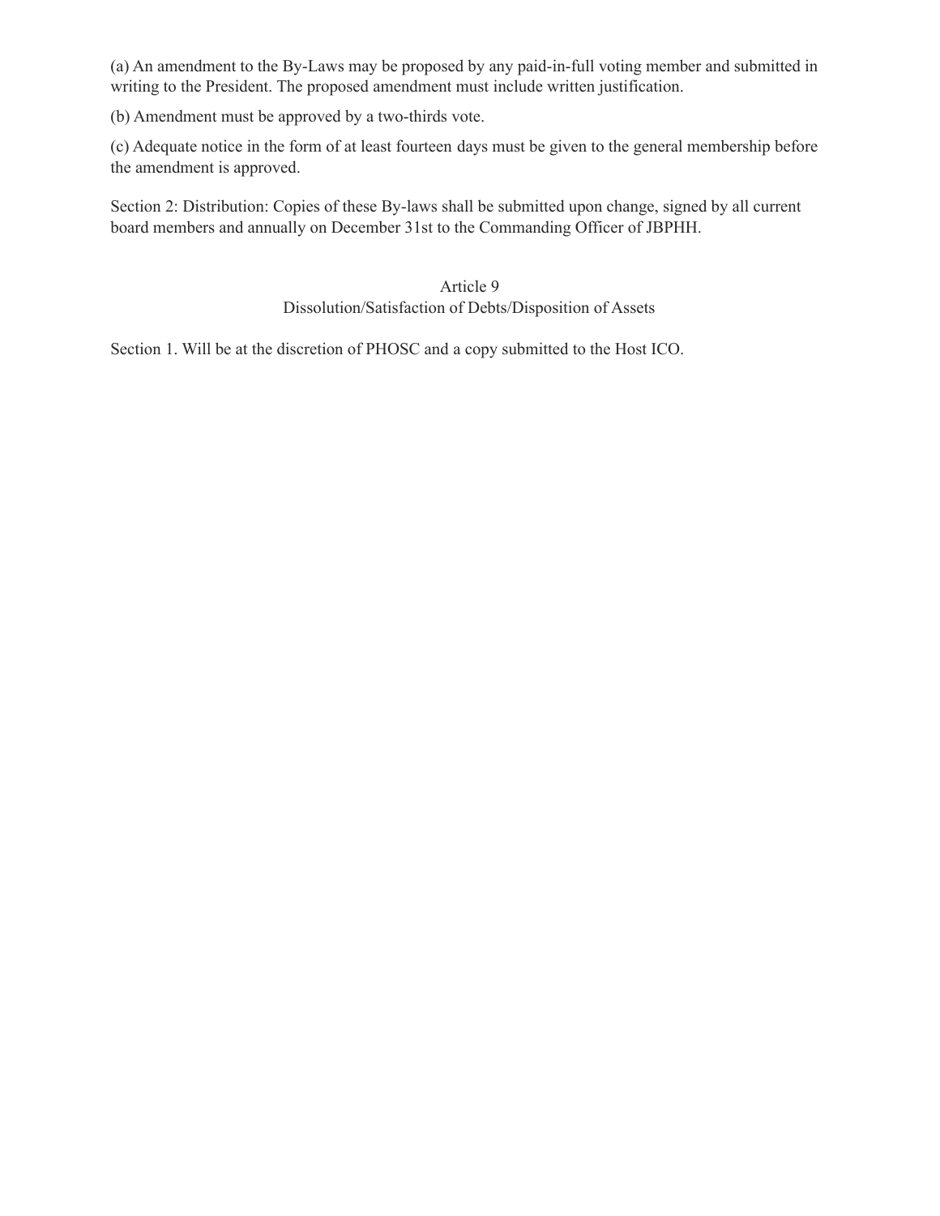(a) An amendment to the By-Laws may be proposed by any paid-in-full voting member and submitted in writing to the President. The proposed amendment must include written justification.

(b) Amendment must be approved by a two-thirds vote.

(c) Adequate notice in the form of at least fourteen days must be given to the general membership before the amendment is approved.

Section 2: Distribution: Copies of these By-laws shall be submitted upon change, signed by all current board members and annually on December 31st to the Commanding Officer of JBPHH.

## Article 9
## Dissolution/Satisfaction of Debts/Disposition of Assets

Section 1. Will be at the discretion of PHOSC and a copy submitted to the Host ICO.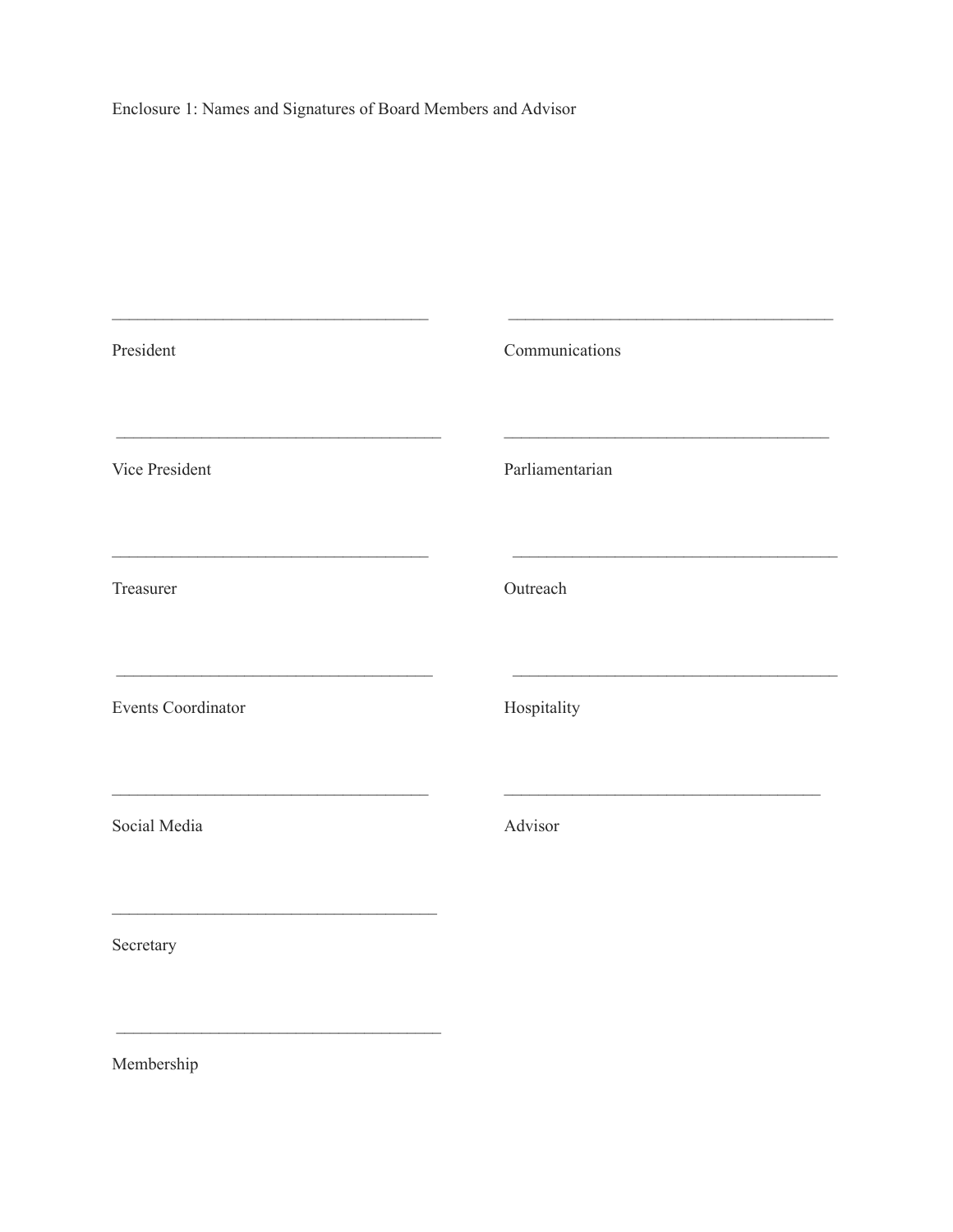Enclosure 1: Names and Signatures of Board Members and Advisor

_____________________________________

President

_____________________________________

Vice President

_____________________________________

Treasurer

_____________________________________

Events Coordinator

_____________________________________

Social Media

_____________________________________

Secretary

_____________________________________

Membership

_____________________________________

Communications

_____________________________________

Parliamentarian

_____________________________________

Outreach

_____________________________________

Hospitality

_____________________________________

Advisor